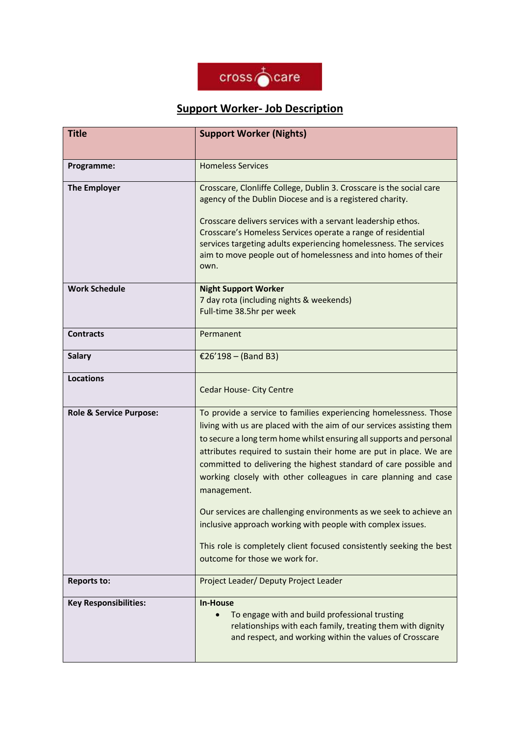cross care

# Support Worker- Job Description

| Title | Support Worker (Nights) |
|---|---|
| Programme: | Homeless Services |
| The Employer | Crosscare, Clonliffe College, Dublin 3. Crosscare is the social care agency of the Dublin Diocese and is a registered charity.<br><br>Crosscare delivers services with a servant leadership ethos. Crosscare's Homeless Services operate a range of residential services targeting adults experiencing homelessness. The services aim to move people out of homelessness and into homes of their own. |
| Work Schedule | **Night Support Worker**<br>7 day rota (including nights & weekends)<br>Full-time 38.5hr per week |
| Contracts | Permanent |
| Salary | €26'198 – (Band B3) |
| Locations | Cedar House- City Centre |
| Role & Service Purpose: | To provide a service to families experiencing homelessness. Those living with us are placed with the aim of our services assisting them to secure a long term home whilst ensuring all supports and personal attributes required to sustain their home are put in place. We are committed to delivering the highest standard of care possible and working closely with other colleagues in care planning and case management.<br><br>Our services are challenging environments as we seek to achieve an inclusive approach working with people with complex issues.<br><br>This role is completely client focused consistently seeking the best outcome for those we work for. |
| Reports to: | Project Leader/ Deputy Project Leader |
| Key Responsibilities: | **In-House**<br>• To engage with and build professional trusting relationships with each family, treating them with dignity and respect, and working within the values of Crosscare |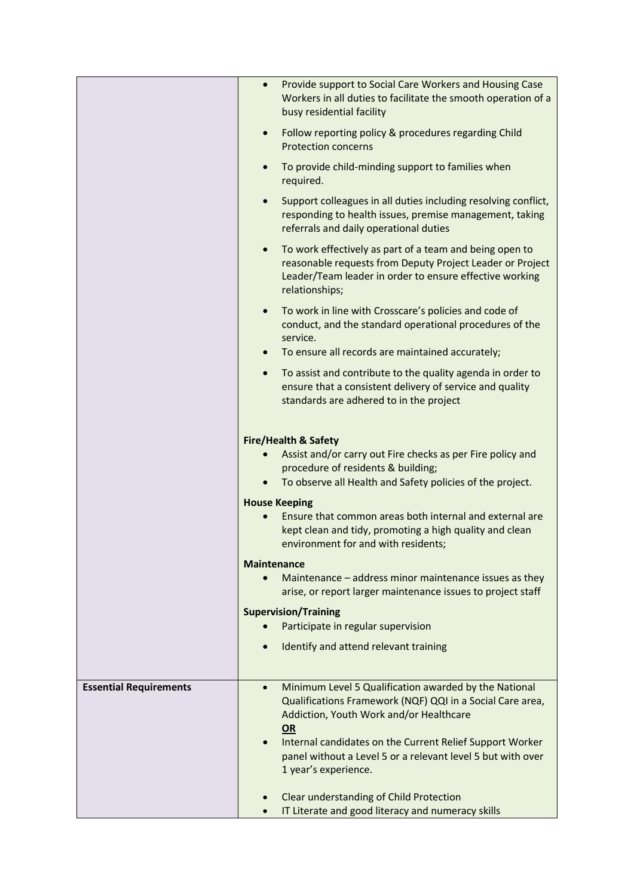| | |
|---|---|
| | • Provide support to Social Care Workers and Housing Case Workers in all duties to facilitate the smooth operation of a busy residential facility<br>• Follow reporting policy & procedures regarding Child Protection concerns<br>• To provide child-minding support to families when required.<br>• Support colleagues in all duties including resolving conflict, responding to health issues, premise management, taking referrals and daily operational duties<br>• To work effectively as part of a team and being open to reasonable requests from Deputy Project Leader or Project Leader/Team leader in order to ensure effective working relationships;<br>• To work in line with Crosscare's policies and code of conduct, and the standard operational procedures of the service.<br>• To ensure all records are maintained accurately;<br>• To assist and contribute to the quality agenda in order to ensure that a consistent delivery of service and quality standards are adhered to in the project<br><br>**Fire/Health & Safety**<br>• Assist and/or carry out Fire checks as per Fire policy and procedure of residents & building;<br>• To observe all Health and Safety policies of the project.<br><br>**House Keeping**<br>• Ensure that common areas both internal and external are kept clean and tidy, promoting a high quality and clean environment for and with residents;<br><br>**Maintenance**<br>• Maintenance – address minor maintenance issues as they arise, or report larger maintenance issues to project staff<br><br>**Supervision/Training**<br>• Participate in regular supervision<br>• Identify and attend relevant training |
| **Essential Requirements** | • Minimum Level 5 Qualification awarded by the National Qualifications Framework (NQF) QQI in a Social Care area, Addiction, Youth Work and/or Healthcare<br>**OR**<br>• Internal candidates on the Current Relief Support Worker panel without a Level 5 or a relevant level 5 but with over 1 year's experience.<br><br>• Clear understanding of Child Protection<br>• IT Literate and good literacy and numeracy skills |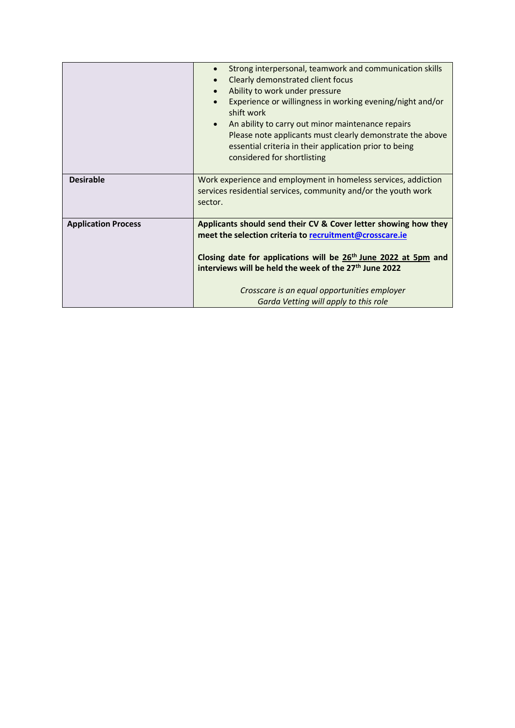| | |
|---|---|
| | • Strong interpersonal, teamwork and communication skills<br>• Clearly demonstrated client focus<br>• Ability to work under pressure<br>• Experience or willingness in working evening/night and/or shift work<br>• An ability to carry out minor maintenance repairs<br>Please note applicants must clearly demonstrate the above essential criteria in their application prior to being considered for shortlisting |
| **Desirable** | Work experience and employment in homeless services, addiction services residential services, community and/or the youth work sector. |
| **Application Process** | **Applicants should send their CV & Cover letter showing how they meet the selection criteria to recruitment@crosscare.ie**<br><br>**Closing date for applications will be 26th June 2022 at 5pm and interviews will be held the week of the 27th June 2022**<br><br>*Crosscare is an equal opportunities employer*<br>*Garda Vetting will apply to this role* |